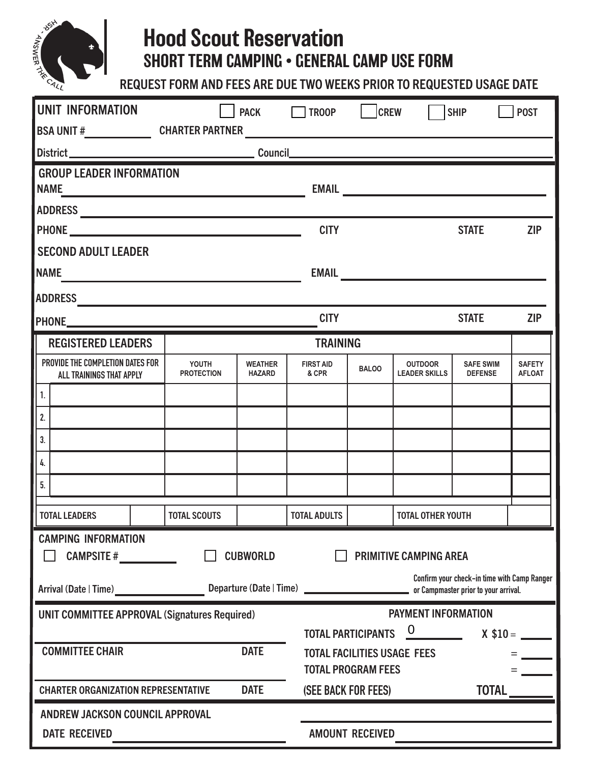# Hood Scout Reservation

## SHORT TERM CAMPING • GENERAL CAMP USE FORM

**REQUEST FORM AND FEES ARE DUE TWO WEEKS PRIOR TO REQUESTED USAGE DATE**

### UNIT INFORMATION

☐ PACK ☐ TROOP ☐ CREW ☐ SHIP ☐ POST

BSA UNIT # ____________ CHARTER PARTNER ______________________________

District ______________________________ Council ______________________________

### GROUP LEADER INFORMATION

NAME ______________________________ EMAIL ______________________________

ADDRESS ______________________________

PHONE ______________________________ CITY STATE ZIP

### SECOND ADULT LEADER

NAME ______________________________ EMAIL ______________________________

ADDRESS ______________________________

PHONE ______________________________ CITY STATE ZIP

| REGISTERED LEADERS | TRAINING | | | | | | |
|---|---|---|---|---|---|---|---|
| PROVIDE THE COMPLETION DATES FOR ALL TRAININGS THAT APPLY | YOUTH PROTECTION | WEATHER HAZARD | FIRST AID & CPR | BALOO | OUTDOOR LEADER SKILLS | SAFE SWIM DEFENSE | SAFETY AFLOAT |
| 1. | | | | | | | |
| 2. | | | | | | | |
| 3. | | | | | | | |
| 4. | | | | | | | |
| 5. | | | | | | | |

| TOTAL LEADERS | | TOTAL SCOUTS | | TOTAL ADULTS | | TOTAL OTHER YOUTH | |
|---|---|---|---|---|---|---|---|

### CAMPING INFORMATION

☐ CAMPSITE # __________ ☐ CUBWORLD ☐ PRIMITIVE CAMPING AREA

Arrival (Date | Time) ______________ Departure (Date | Time) ______________ Confirm your check-in time with Camp Ranger or Campmaster prior to your arrival.

### UNIT COMMITTEE APPROVAL (Signatures Required)

______________________________
COMMITTEE CHAIR DATE

______________________________
CHARTER ORGANIZATION REPRESENTATIVE DATE

### PAYMENT INFORMATION

TOTAL PARTICIPANTS 0 X $10 = ______

TOTAL FACILITIES USAGE FEES = ______

TOTAL PROGRAM FEES = ______

(SEE BACK FOR FEES) TOTAL ______

### ANDREW JACKSON COUNCIL APPROVAL

DATE RECEIVED ______________________________

AMOUNT RECEIVED ______________________________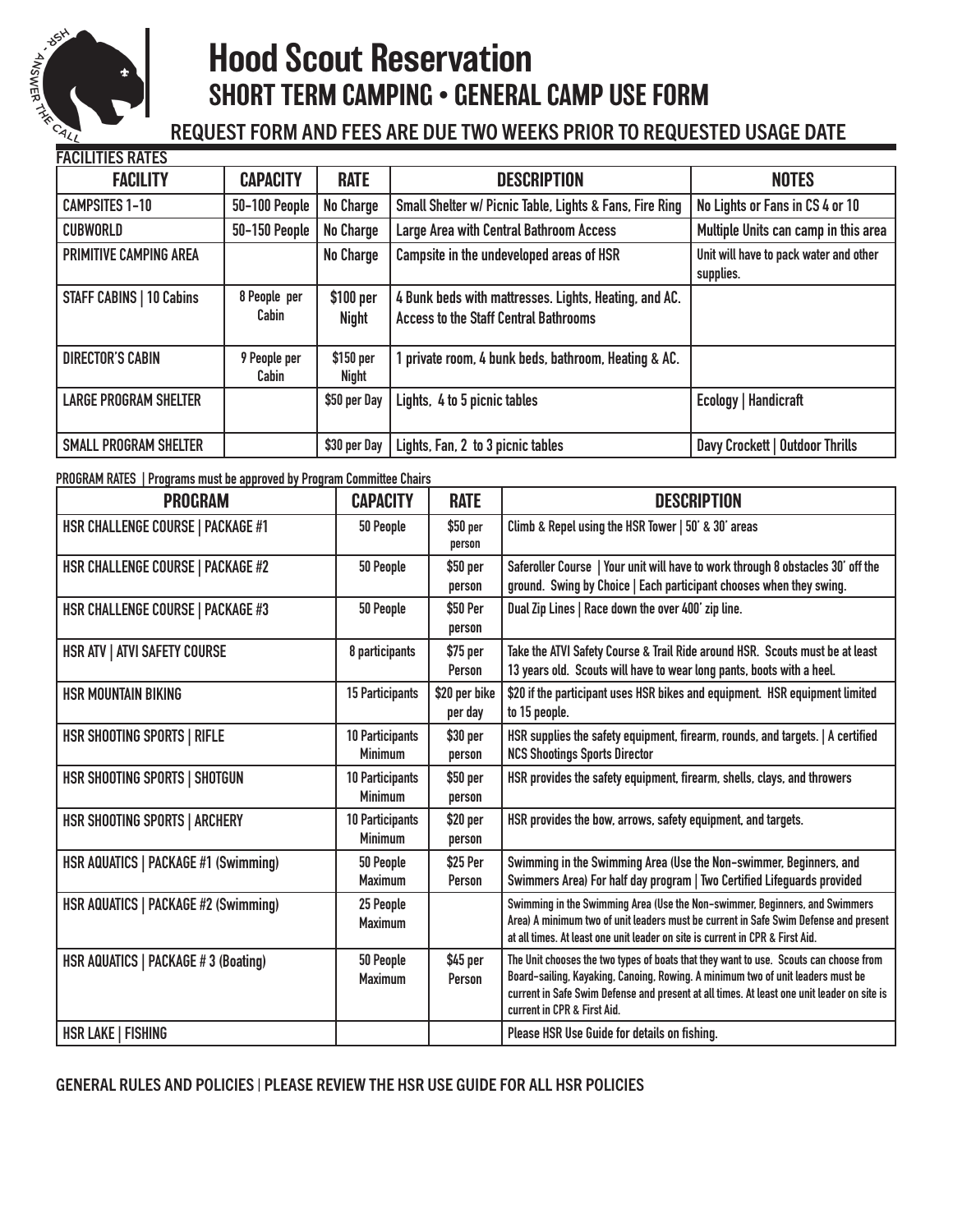# Hood Scout Reservation

## SHORT TERM CAMPING • GENERAL CAMP USE FORM

### REQUEST FORM AND FEES ARE DUE TWO WEEKS PRIOR TO REQUESTED USAGE DATE

**FACILITIES RATES**

| FACILITY | CAPACITY | RATE | DESCRIPTION | NOTES |
|---|---|---|---|---|
| CAMPSITES 1-10 | 50-100 People | No Charge | Small Shelter w/ Picnic Table, Lights & Fans, Fire Ring | No Lights or Fans in CS 4 or 10 |
| CUBWORLD | 50-150 People | No Charge | Large Area with Central Bathroom Access | Multiple Units can camp in this area |
| PRIMITIVE CAMPING AREA | | No Charge | Campsite in the undeveloped areas of HSR | Unit will have to pack water and other supplies. |
| STAFF CABINS \| 10 Cabins | 8 People per Cabin | $100 per Night | 4 Bunk beds with mattresses. Lights, Heating, and AC. Access to the Staff Central Bathrooms | |
| DIRECTOR'S CABIN | 9 People per Cabin | $150 per Night | 1 private room, 4 bunk beds, bathroom, Heating & AC. | |
| LARGE PROGRAM SHELTER | | $50 per Day | Lights, 4 to 5 picnic tables | Ecology \| Handicraft |
| SMALL PROGRAM SHELTER | | $30 per Day | Lights, Fan, 2 to 3 picnic tables | Davy Crockett \| Outdoor Thrills |

**PROGRAM RATES | Programs must be approved by Program Committee Chairs**

| PROGRAM | CAPACITY | RATE | DESCRIPTION |
|---|---|---|---|
| HSR CHALLENGE COURSE \| PACKAGE #1 | 50 People | $50 per person | Climb & Repel using the HSR Tower \| 50' & 30' areas |
| HSR CHALLENGE COURSE \| PACKAGE #2 | 50 People | $50 per person | Saferoller Course \| Your unit will have to work through 8 obstacles 30' off the ground. Swing by Choice \| Each participant chooses when they swing. |
| HSR CHALLENGE COURSE \| PACKAGE #3 | 50 People | $50 Per person | Dual Zip Lines \| Race down the over 400' zip line. |
| HSR ATV \| ATVI SAFETY COURSE | 8 participants | $75 per Person | Take the ATVI Safety Course & Trail Ride around HSR. Scouts must be at least 13 years old. Scouts will have to wear long pants, boots with a heel. |
| HSR MOUNTAIN BIKING | 15 Participants | $20 per bike per day | $20 if the participant uses HSR bikes and equipment. HSR equipment limited to 15 people. |
| HSR SHOOTING SPORTS \| RIFLE | 10 Participants Minimum | $30 per person | HSR supplies the safety equipment, firearm, rounds, and targets. \| A certified NCS Shootings Sports Director |
| HSR SHOOTING SPORTS \| SHOTGUN | 10 Participants Minimum | $50 per person | HSR provides the safety equipment, firearm, shells, clays, and throwers |
| HSR SHOOTING SPORTS \| ARCHERY | 10 Participants Minimum | $20 per person | HSR provides the bow, arrows, safety equipment, and targets. |
| HSR AQUATICS \| PACKAGE #1 (Swimming) | 50 People Maximum | $25 Per Person | Swimming in the Swimming Area (Use the Non-swimmer, Beginners, and Swimmers Area) For half day program \| Two Certified Lifeguards provided |
| HSR AQUATICS \| PACKAGE #2 (Swimming) | 25 People Maximum | | Swimming in the Swimming Area (Use the Non-swimmer, Beginners, and Swimmers Area) A minimum two of unit leaders must be current in Safe Swim Defense and present at all times. At least one unit leader on site is current in CPR & First Aid. |
| HSR AQUATICS \| PACKAGE # 3 (Boating) | 50 People Maximum | $45 per Person | The Unit chooses the two types of boats that they want to use. Scouts can choose from Board-sailing, Kayaking, Canoeing, Rowing. A minimum two of unit leaders must be current in Safe Swim Defense and present at all times. At least one unit leader on site is current in CPR & First Aid. |
| HSR LAKE \| FISHING | | | Please HSR Use Guide for details on fishing. |

**GENERAL RULES AND POLICIES | PLEASE REVIEW THE HSR USE GUIDE FOR ALL HSR POLICIES**